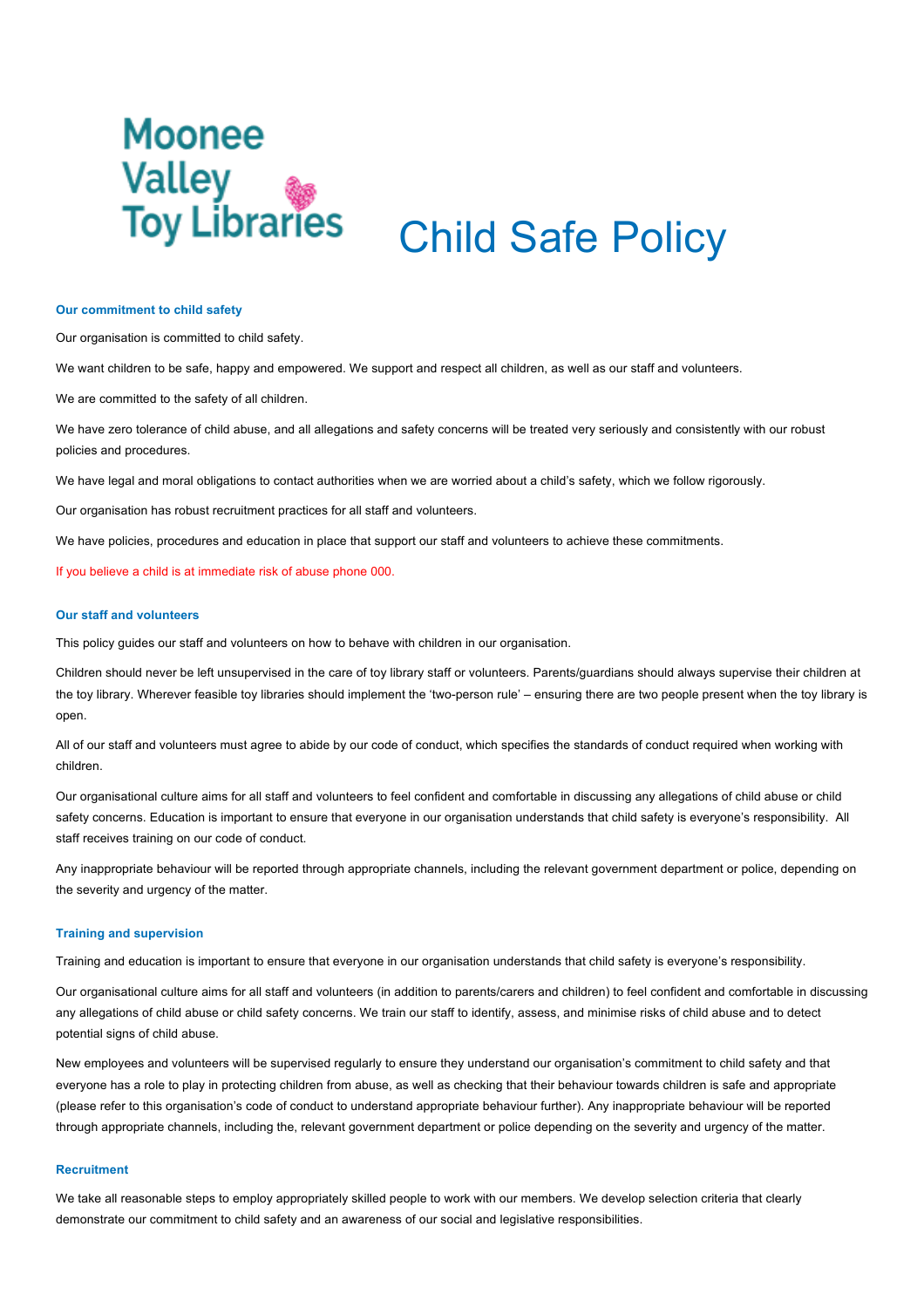Moonee Valley Toy Libraries

# Child Safe Policy

### Our commitment to child safety

Our organisation is committed to child safety.

We want children to be safe, happy and empowered. We support and respect all children, as well as our staff and volunteers.

We are committed to the safety of all children.

We have zero tolerance of child abuse, and all allegations and safety concerns will be treated very seriously and consistently with our robust policies and procedures.

We have legal and moral obligations to contact authorities when we are worried about a child's safety, which we follow rigorously.

Our organisation has robust recruitment practices for all staff and volunteers.

We have policies, procedures and education in place that support our staff and volunteers to achieve these commitments.

If you believe a child is at immediate risk of abuse phone 000.

### Our staff and volunteers

This policy guides our staff and volunteers on how to behave with children in our organisation.

Children should never be left unsupervised in the care of toy library staff or volunteers. Parents/guardians should always supervise their children at the toy library. Wherever feasible toy libraries should implement the 'two-person rule' – ensuring there are two people present when the toy library is open.

All of our staff and volunteers must agree to abide by our code of conduct, which specifies the standards of conduct required when working with children.

Our organisational culture aims for all staff and volunteers to feel confident and comfortable in discussing any allegations of child abuse or child safety concerns. Education is important to ensure that everyone in our organisation understands that child safety is everyone's responsibility. All staff receives training on our code of conduct.

Any inappropriate behaviour will be reported through appropriate channels, including the relevant government department or police, depending on the severity and urgency of the matter.

### Training and supervision

Training and education is important to ensure that everyone in our organisation understands that child safety is everyone's responsibility.

Our organisational culture aims for all staff and volunteers (in addition to parents/carers and children) to feel confident and comfortable in discussing any allegations of child abuse or child safety concerns. We train our staff to identify, assess, and minimise risks of child abuse and to detect potential signs of child abuse.

New employees and volunteers will be supervised regularly to ensure they understand our organisation's commitment to child safety and that everyone has a role to play in protecting children from abuse, as well as checking that their behaviour towards children is safe and appropriate (please refer to this organisation's code of conduct to understand appropriate behaviour further). Any inappropriate behaviour will be reported through appropriate channels, including the, relevant government department or police depending on the severity and urgency of the matter.

### Recruitment

We take all reasonable steps to employ appropriately skilled people to work with our members. We develop selection criteria that clearly demonstrate our commitment to child safety and an awareness of our social and legislative responsibilities.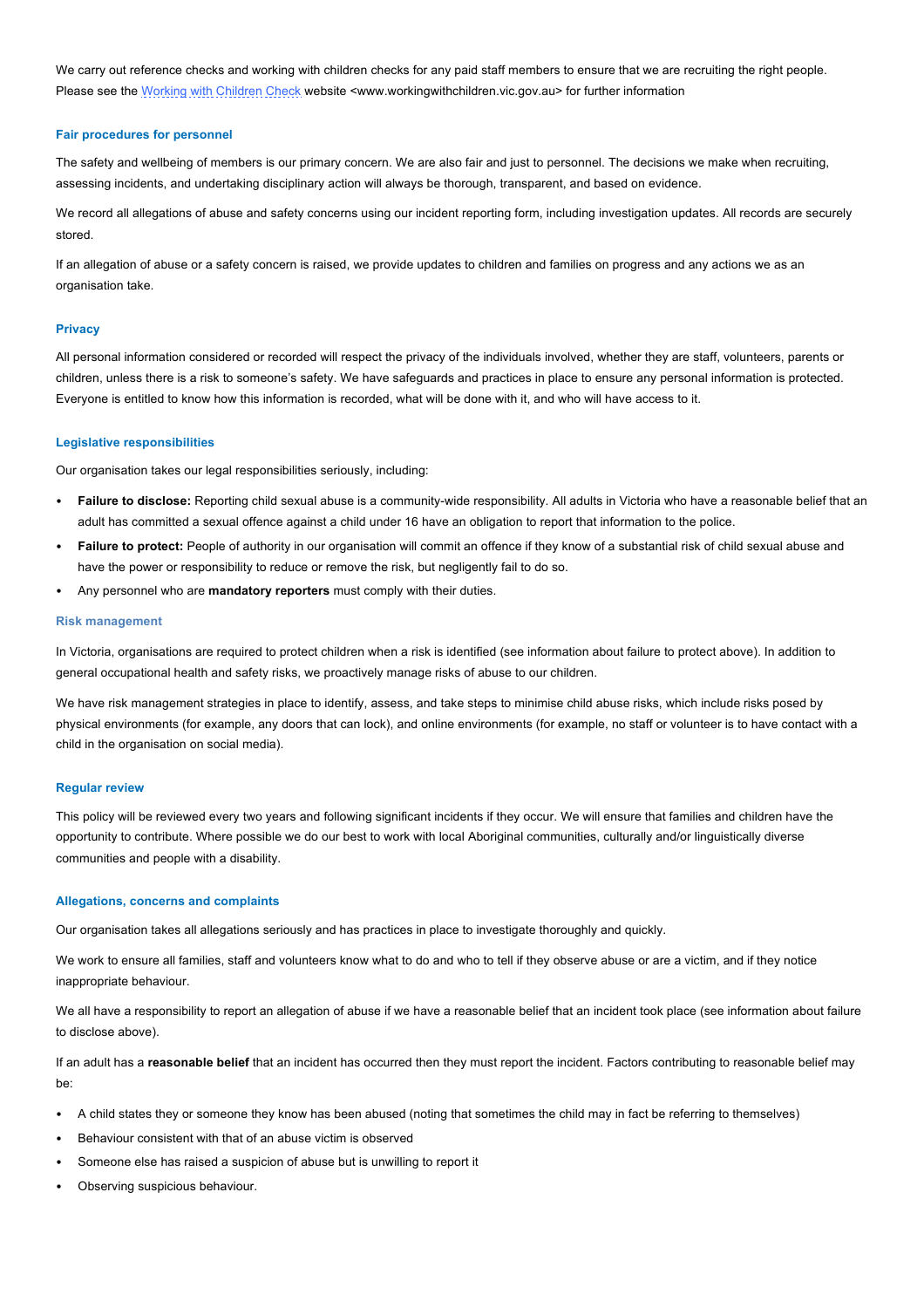We carry out reference checks and working with children checks for any paid staff members to ensure that we are recruiting the right people. Please see the [Working with Children Check](www.workingwithchildren.vic.gov.au) website <www.workingwithchildren.vic.gov.au> for further information

### Fair procedures for personnel

The safety and wellbeing of members is our primary concern. We are also fair and just to personnel. The decisions we make when recruiting, assessing incidents, and undertaking disciplinary action will always be thorough, transparent, and based on evidence.

We record all allegations of abuse and safety concerns using our incident reporting form, including investigation updates. All records are securely stored.

If an allegation of abuse or a safety concern is raised, we provide updates to children and families on progress and any actions we as an organisation take.

### Privacy

All personal information considered or recorded will respect the privacy of the individuals involved, whether they are staff, volunteers, parents or children, unless there is a risk to someone's safety. We have safeguards and practices in place to ensure any personal information is protected. Everyone is entitled to know how this information is recorded, what will be done with it, and who will have access to it.

### Legislative responsibilities

Our organisation takes our legal responsibilities seriously, including:

- **Failure to disclose:** Reporting child sexual abuse is a community-wide responsibility. All adults in Victoria who have a reasonable belief that an adult has committed a sexual offence against a child under 16 have an obligation to report that information to the police.
- **Failure to protect:** People of authority in our organisation will commit an offence if they know of a substantial risk of child sexual abuse and have the power or responsibility to reduce or remove the risk, but negligently fail to do so.
- Any personnel who are **mandatory reporters** must comply with their duties.

### Risk management

In Victoria, organisations are required to protect children when a risk is identified (see information about failure to protect above). In addition to general occupational health and safety risks, we proactively manage risks of abuse to our children.

We have risk management strategies in place to identify, assess, and take steps to minimise child abuse risks, which include risks posed by physical environments (for example, any doors that can lock), and online environments (for example, no staff or volunteer is to have contact with a child in the organisation on social media).

### Regular review

This policy will be reviewed every two years and following significant incidents if they occur. We will ensure that families and children have the opportunity to contribute. Where possible we do our best to work with local Aboriginal communities, culturally and/or linguistically diverse communities and people with a disability.

### Allegations, concerns and complaints

Our organisation takes all allegations seriously and has practices in place to investigate thoroughly and quickly.

We work to ensure all families, staff and volunteers know what to do and who to tell if they observe abuse or are a victim, and if they notice inappropriate behaviour.

We all have a responsibility to report an allegation of abuse if we have a reasonable belief that an incident took place (see information about failure to disclose above).

If an adult has a **reasonable belief** that an incident has occurred then they must report the incident. Factors contributing to reasonable belief may be:

- A child states they or someone they know has been abused (noting that sometimes the child may in fact be referring to themselves)
- Behaviour consistent with that of an abuse victim is observed
- Someone else has raised a suspicion of abuse but is unwilling to report it
- Observing suspicious behaviour.